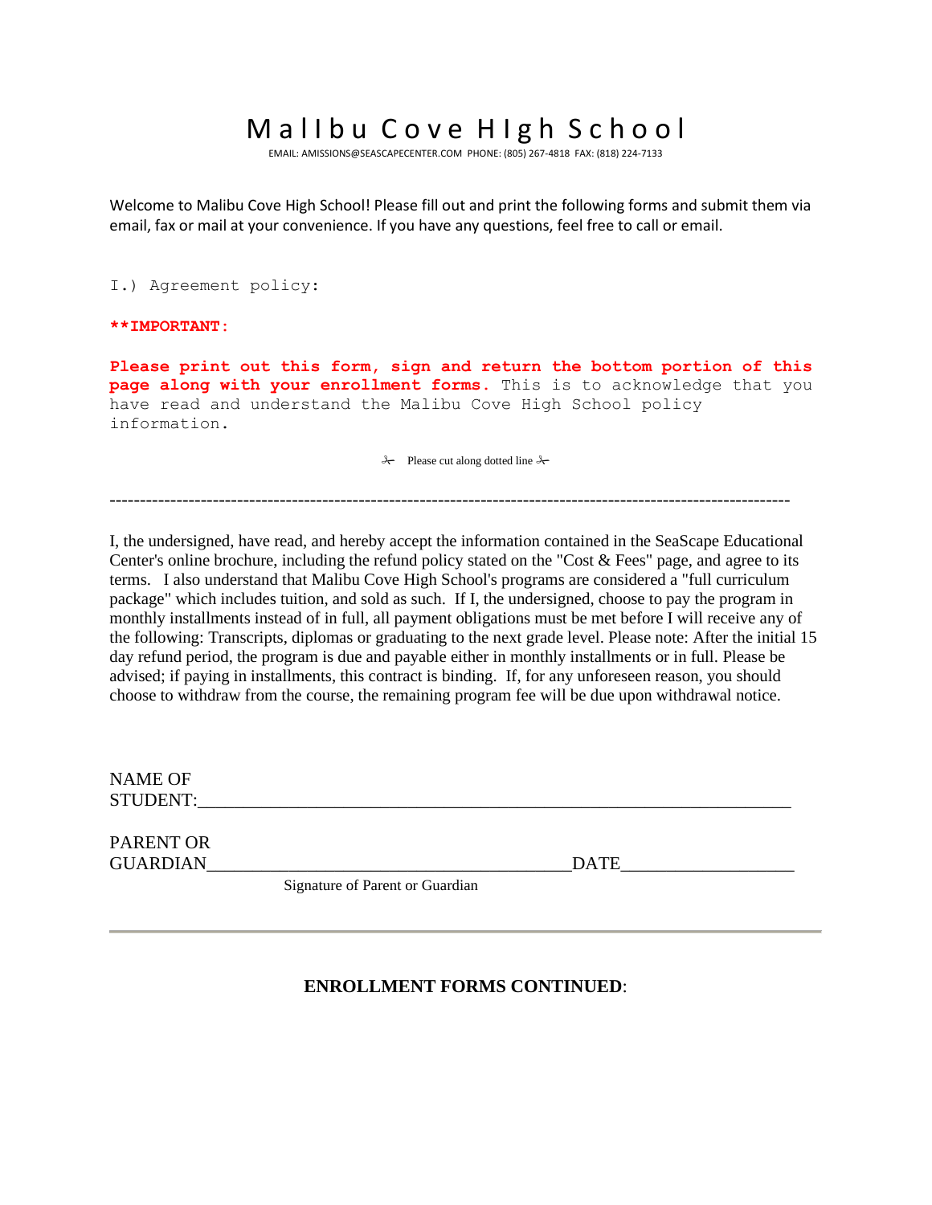# MalIbu Cove HIgh School

EMAIL: AMISSIONS@SEASCAPECENTER.COM PHONE: (805) 267-4818 FAX: (818) 224-7133

Welcome to Malibu Cove High School! Please fill out and print the following forms and submit them via email, fax or mail at your convenience. If you have any questions, feel free to call or email.

I.) Agreement policy:

****IMPORTANT:**

**Please print out this form, sign and return the bottom portion of this page along with your enrollment forms.** This is to acknowledge that you have read and understand the Malibu Cove High School policy information.

✂ Please cut along dotted line ✂

-----------------------------------------------------------------------------------------------------------

I, the undersigned, have read, and hereby accept the information contained in the SeaScape Educational Center's online brochure, including the refund policy stated on the "Cost & Fees" page, and agree to its terms. I also understand that Malibu Cove High School's programs are considered a "full curriculum package" which includes tuition, and sold as such. If I, the undersigned, choose to pay the program in monthly installments instead of in full, all payment obligations must be met before I will receive any of the following: Transcripts, diplomas or graduating to the next grade level. Please note: After the initial 15 day refund period, the program is due and payable either in monthly installments or in full. Please be advised; if paying in installments, this contract is binding. If, for any unforeseen reason, you should choose to withdraw from the course, the remaining program fee will be due upon withdrawal notice.

NAME OF STUDENT:_______________________________________________________________

PARENT OR GUARDIAN_________________________________________DATE__________________

Signature of Parent or Guardian

---

**ENROLLMENT FORMS CONTINUED**: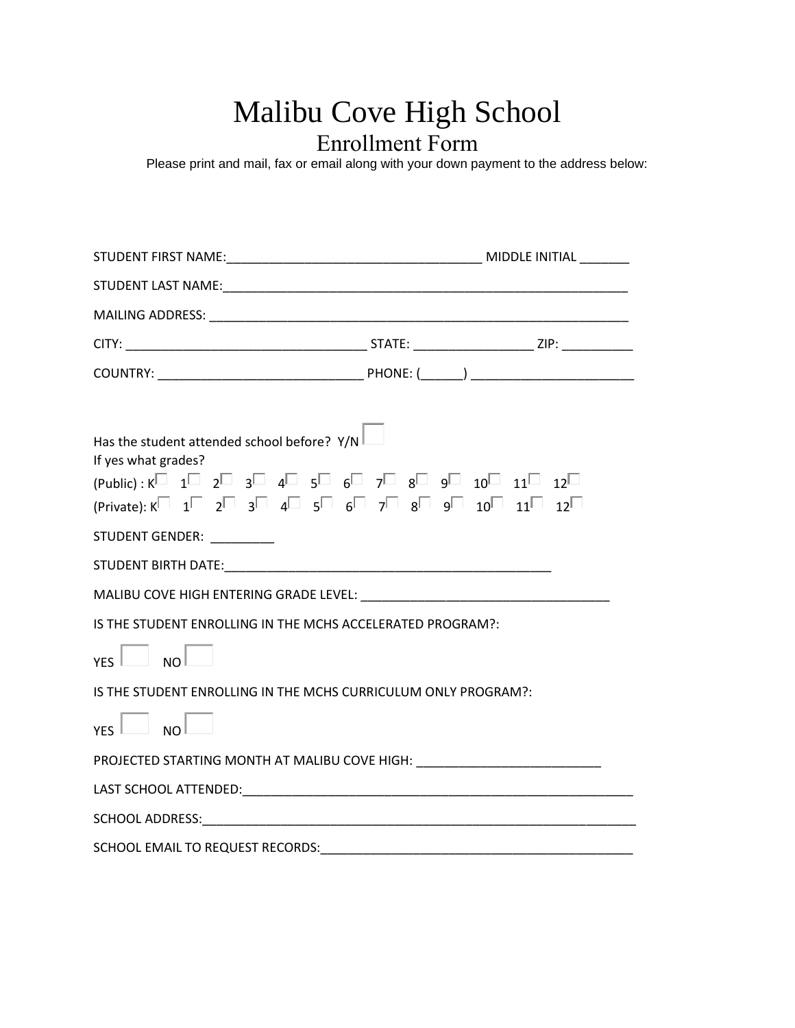# Malibu Cove High School

## Enrollment Form

Please print and mail, fax or email along with your down payment to the address below:

STUDENT FIRST NAME:_____________________________________ MIDDLE INITIAL _______

STUDENT LAST NAME:___________________________________________________________

MAILING ADDRESS: _____________________________________________________________

CITY: ___________________________________ STATE: _________________ ZIP: __________

COUNTRY: ______________________________ PHONE: (______) _______________________

Has the student attended school before? Y/N ☐

If yes what grades?

(Public) : K☐ 1☐ 2☐ 3☐ 4☐ 5☐ 6☐ 7☐ 8☐ 9☐ 10☐ 11☐ 12☐

(Private): K☐ 1☐ 2☐ 3☐ 4☐ 5☐ 6☐ 7☐ 8☐ 9☐ 10☐ 11☐ 12☐

STUDENT GENDER: _________

STUDENT BIRTH DATE:________________________________________________

MALIBU COVE HIGH ENTERING GRADE LEVEL: ____________________________________

IS THE STUDENT ENROLLING IN THE MCHS ACCELERATED PROGRAM?:

YES ☐ NO ☐

IS THE STUDENT ENROLLING IN THE MCHS CURRICULUM ONLY PROGRAM?:

YES ☐ NO ☐

PROJECTED STARTING MONTH AT MALIBU COVE HIGH: ___________________________

LAST SCHOOL ATTENDED:_________________________________________________________

SCHOOL ADDRESS:______________________________________________________________

SCHOOL EMAIL TO REQUEST RECORDS:______________________________________________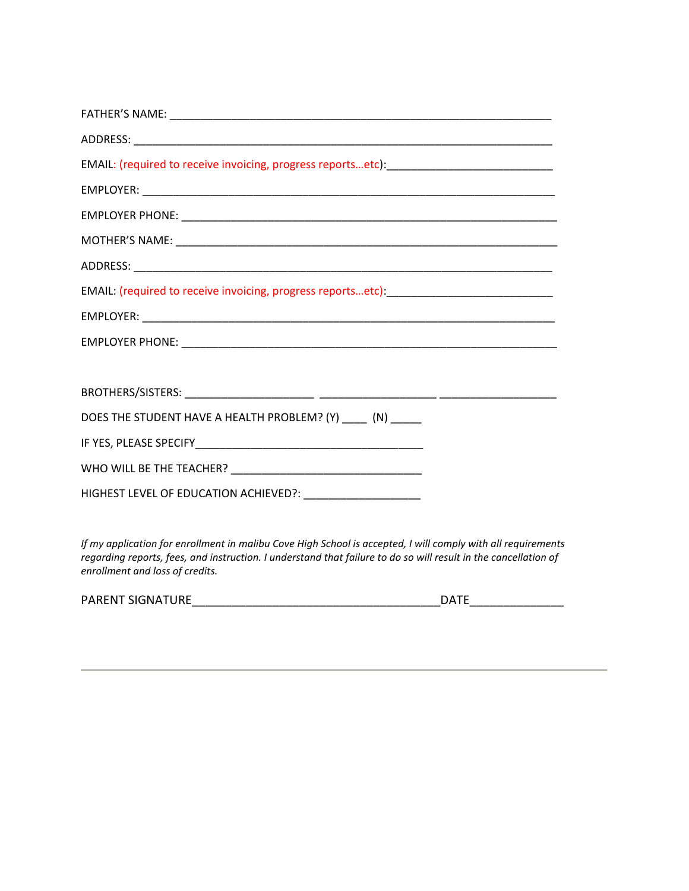FATHER’S NAME: ______________________________________________________________

ADDRESS: ___________________________________________________________________

EMAIL: (required to receive invoicing, progress reports…etc):___________________________

EMPLOYER: __________________________________________________________________

EMPLOYER PHONE: ____________________________________________________________

MOTHER’S NAME: _____________________________________________________________

ADDRESS: ___________________________________________________________________

EMAIL: (required to receive invoicing, progress reports…etc):___________________________

EMPLOYER: __________________________________________________________________

EMPLOYER PHONE: ____________________________________________________________

BROTHERS/SISTERS: ____________________ __________________ __________________

DOES THE STUDENT HAVE A HEALTH PROBLEM? (Y) ____ (N) _____

IF YES, PLEASE SPECIFY_____________________________________

WHO WILL BE THE TEACHER? ______________________________

HIGHEST LEVEL OF EDUCATION ACHIEVED?: __________________

*If my application for enrollment in malibu Cove High School is accepted, I will comply with all requirements regarding reports, fees, and instruction. I understand that failure to do so will result in the cancellation of enrollment and loss of credits.*

PARENT SIGNATURE_____________________________________DATE_____________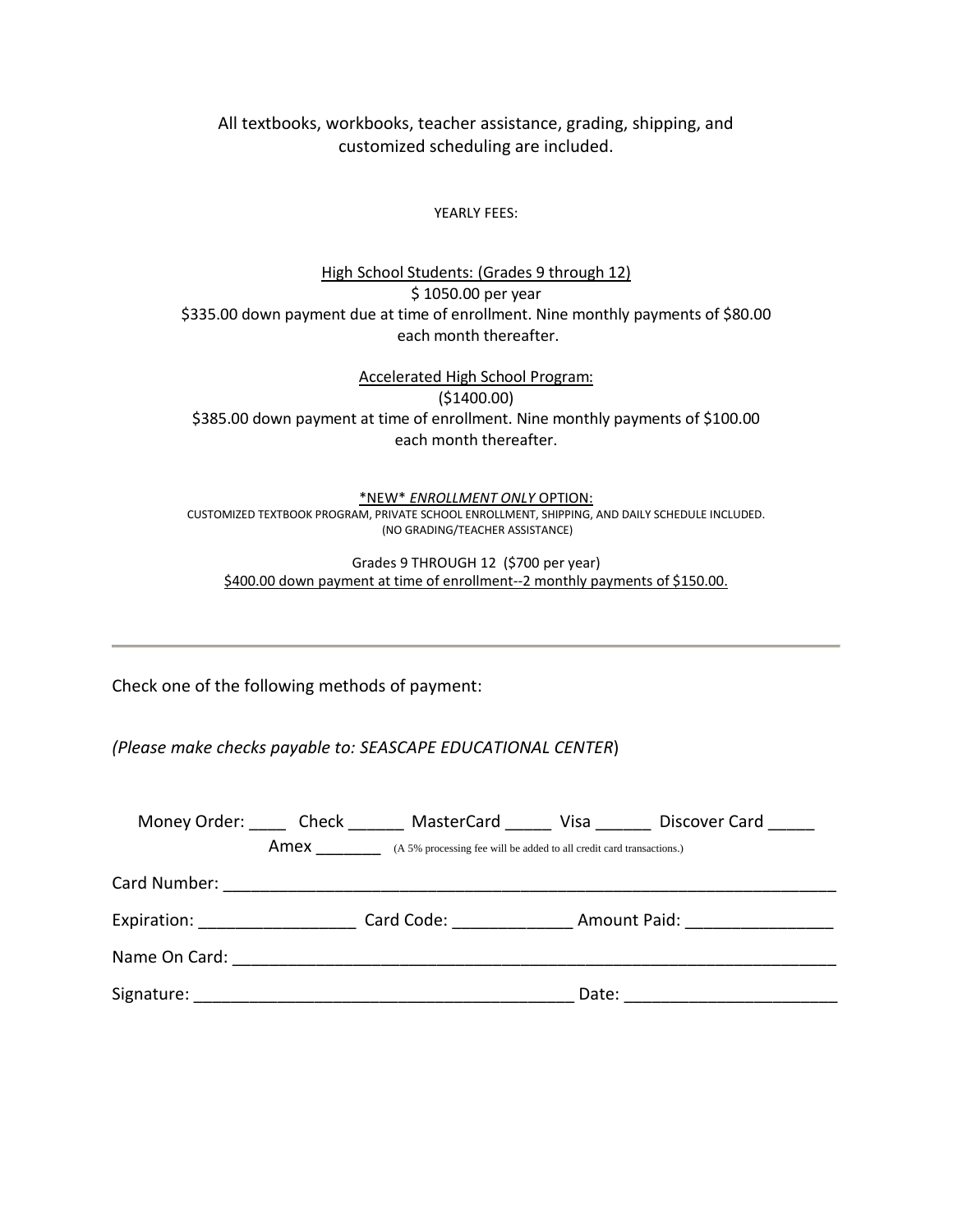All textbooks, workbooks, teacher assistance, grading, shipping, and customized scheduling are included.

YEARLY FEES:

High School Students: (Grades 9 through 12)

$ 1050.00 per year

$335.00 down payment due at time of enrollment. Nine monthly payments of $80.00 each month thereafter.

Accelerated High School Program:

($1400.00)

$385.00 down payment at time of enrollment. Nine monthly payments of $100.00 each month thereafter.

*NEW* *ENROLLMENT ONLY* OPTION:

CUSTOMIZED TEXTBOOK PROGRAM, PRIVATE SCHOOL ENROLLMENT, SHIPPING, AND DAILY SCHEDULE INCLUDED.
(NO GRADING/TEACHER ASSISTANCE)

Grades 9 THROUGH 12 ($700 per year)

$400.00 down payment at time of enrollment--2 monthly payments of $150.00.

---

Check one of the following methods of payment:

*(Please make checks payable to: SEASCAPE EDUCATIONAL CENTER*)

Money Order: ____ Check ______ MasterCard _____ Visa ______ Discover Card _____
Amex _______ (A 5% processing fee will be added to all credit card transactions.)

Card Number: ____________________________________________________________________

Expiration: _________________ Card Code: _____________ Amount Paid: ________________

Name On Card: ___________________________________________________________________

Signature: ________________________________________ Date: ______________________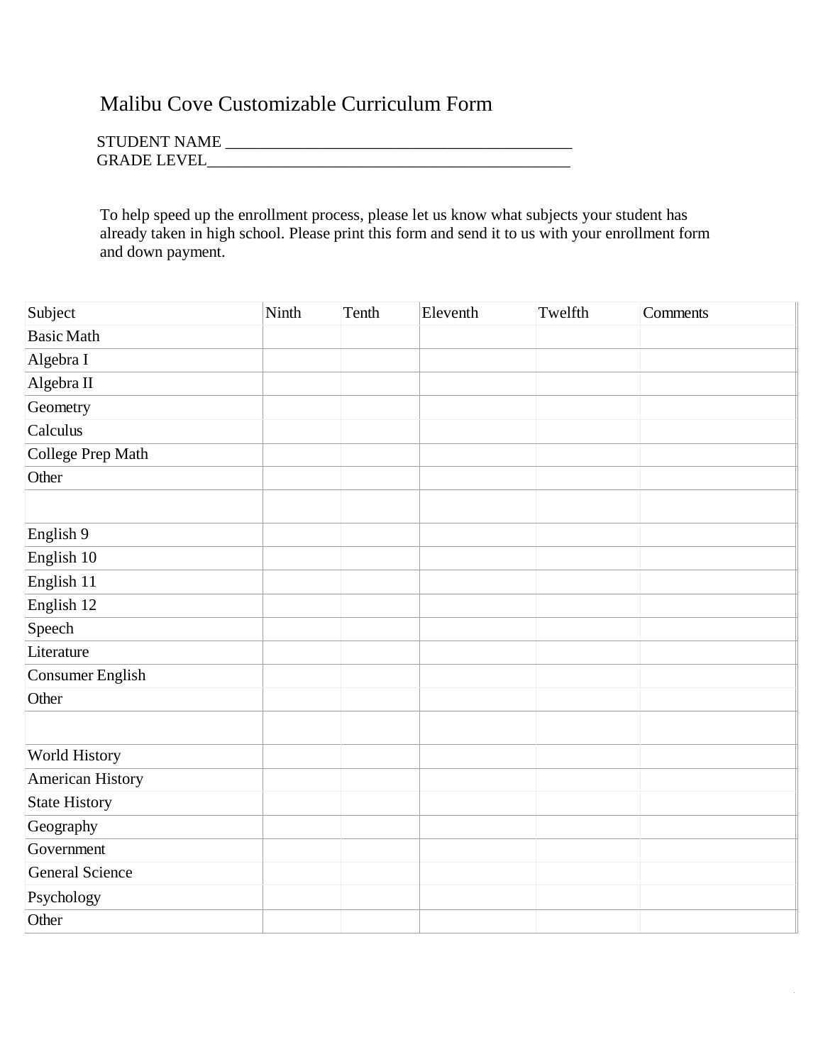# Malibu Cove Customizable Curriculum Form

STUDENT NAME ____________________________________________

GRADE LEVEL______________________________________________

To help speed up the enrollment process, please let us know what subjects your student has already taken in high school. Please print this form and send it to us with your enrollment form and down payment.

| Subject | Ninth | Tenth | Eleventh | Twelfth | Comments |
|---|---|---|---|---|---|
| Basic Math | | | | | |
| Algebra I | | | | | |
| Algebra II | | | | | |
| Geometry | | | | | |
| Calculus | | | | | |
| College Prep Math | | | | | |
| Other | | | | | |
| | | | | | |
| English 9 | | | | | |
| English 10 | | | | | |
| English 11 | | | | | |
| English 12 | | | | | |
| Speech | | | | | |
| Literature | | | | | |
| Consumer English | | | | | |
| Other | | | | | |
| | | | | | |
| World History | | | | | |
| American History | | | | | |
| State History | | | | | |
| Geography | | | | | |
| Government | | | | | |
| General Science | | | | | |
| Psychology | | | | | |
| Other | | | | | |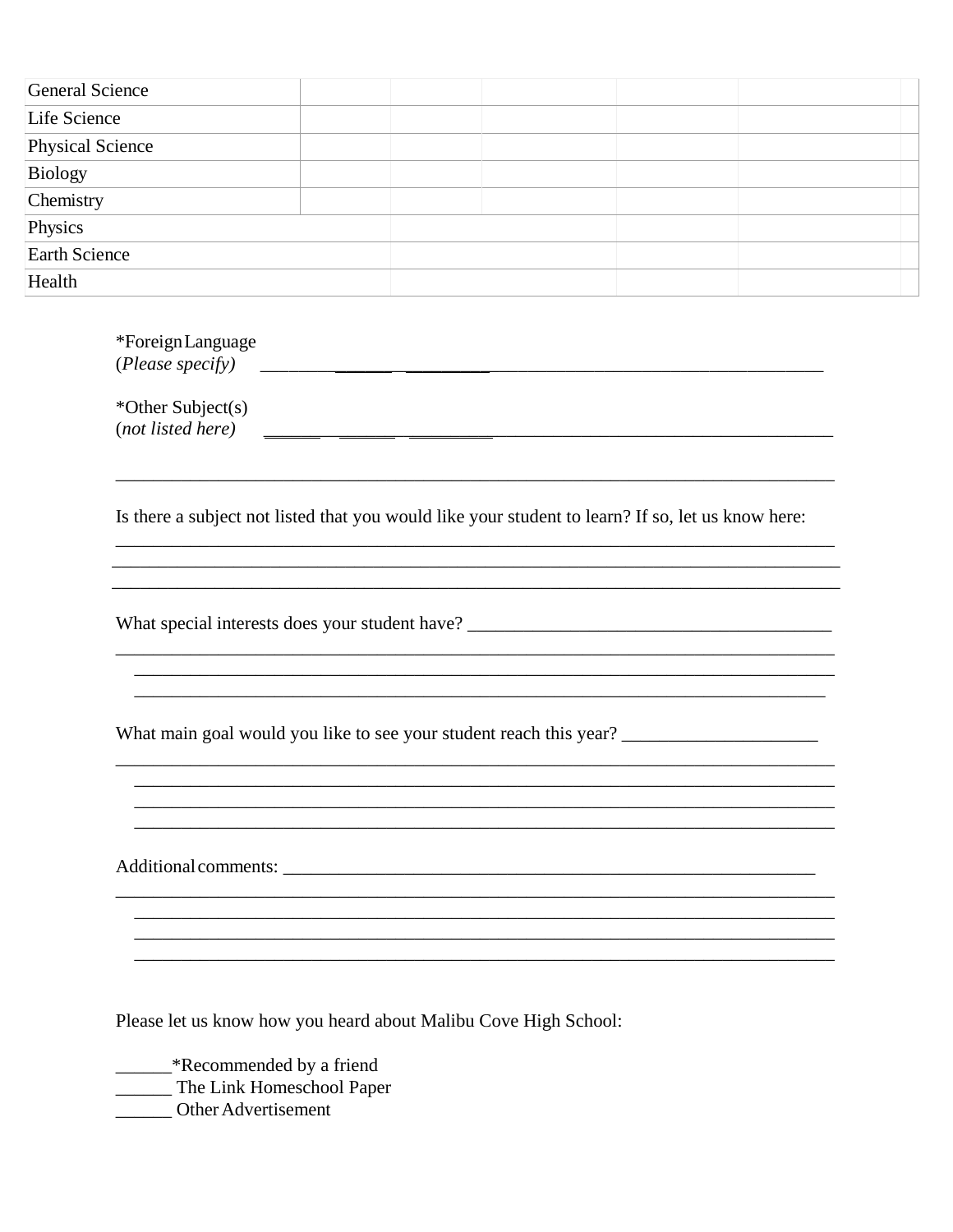| | | | | | | |
|---|---|---|---|---|---|---|
| General Science | | | | | | |
| Life Science | | | | | | |
| Physical Science | | | | | | |
| Biology | | | | | | |
| Chemistry | | | | | | |
| Physics | | | | | | |
| Earth Science | | | | | | |
| Health | | | | | | |

*Foreign Language
(*Please specify*) ______________________________________________________________

*Other Subject(s)
(*not listed here*) ______________________________________________________________

______________________________________________________________________________

Is there a subject not listed that you would like your student to learn? If so, let us know here:
______________________________________________________________________________
______________________________________________________________________________
______________________________________________________________________________

What special interests does your student have? _______________________________________
______________________________________________________________________________
______________________________________________________________________________
______________________________________________________________________________

What main goal would you like to see your student reach this year? _____________________
______________________________________________________________________________
______________________________________________________________________________
______________________________________________________________________________
______________________________________________________________________________

Additional comments: _____________________________________________________________
______________________________________________________________________________
______________________________________________________________________________
______________________________________________________________________________
______________________________________________________________________________

Please let us know how you heard about Malibu Cove High School:

______*Recommended by a friend
______ The Link Homeschool Paper
______ Other Advertisement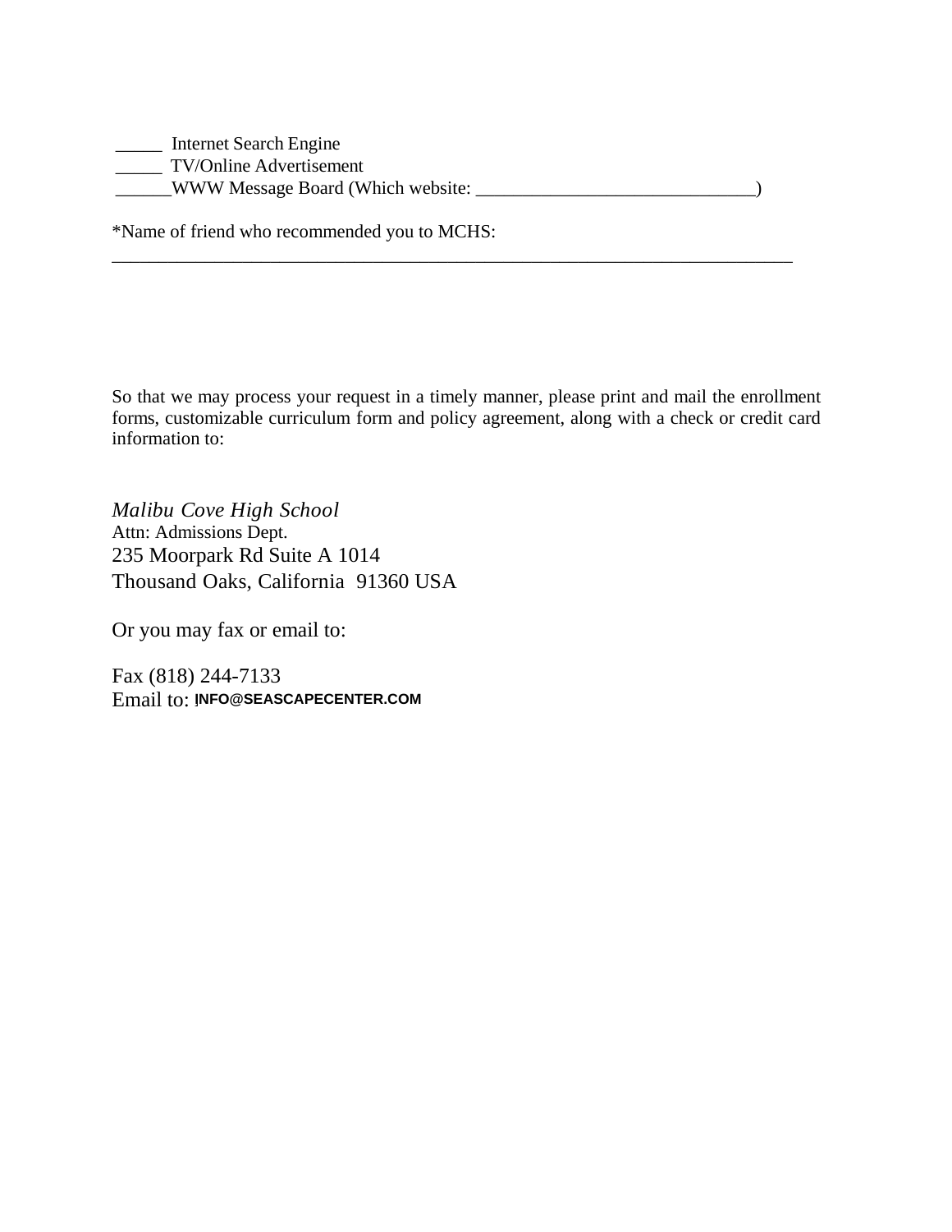_____ Internet Search Engine
_____ TV/Online Advertisement
______WWW Message Board (Which website: ______________________________)

*Name of friend who recommended you to MCHS:
____________________________________________________________________________

So that we may process your request in a timely manner, please print and mail the enrollment forms, customizable curriculum form and policy agreement, along with a check or credit card information to:

*Malibu Cove High School*
Attn: Admissions Dept.
235 Moorpark Rd Suite A 1014
Thousand Oaks, California 91360 USA

Or you may fax or email to:

Fax (818) 244-7133
Email to: INFO@SEASCAPECENTER.COM